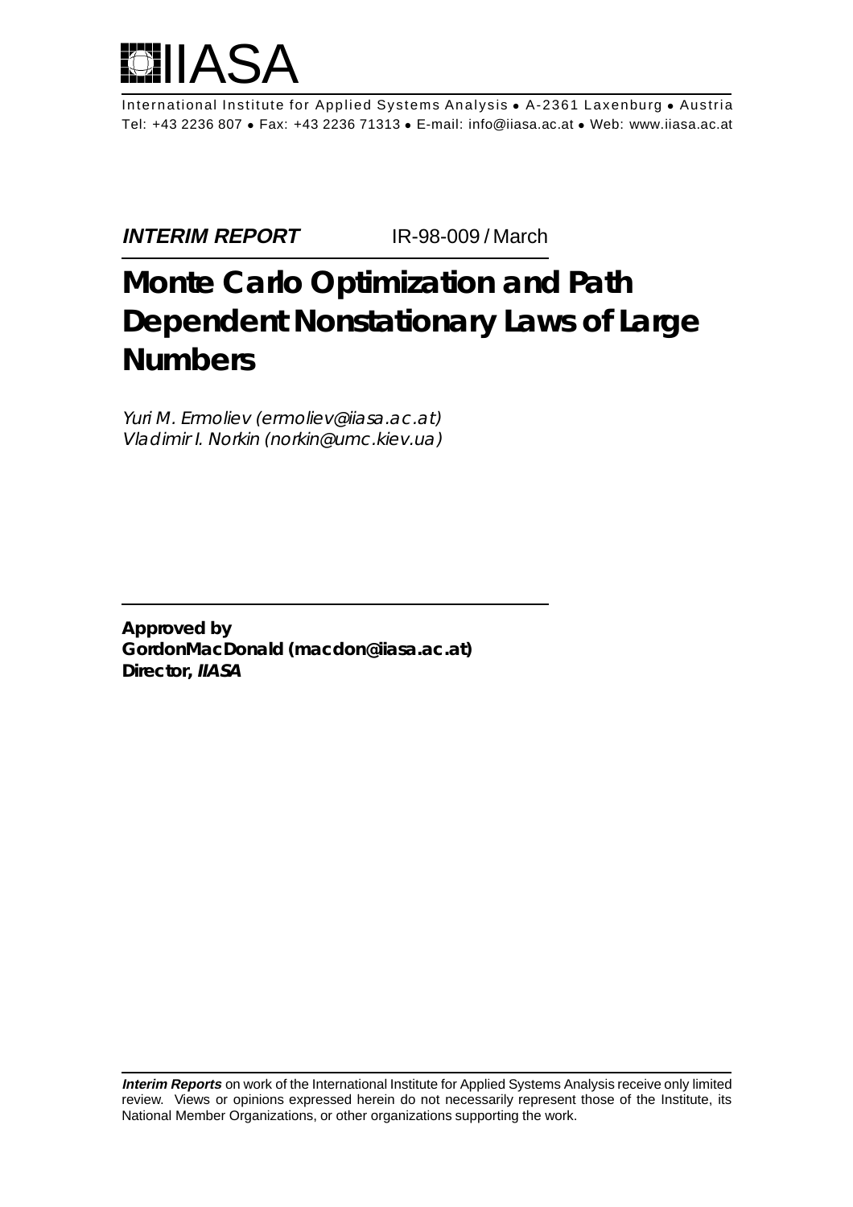# IIASA

International Institute for Applied Systems Analysis • A-2361 Laxenburg • Austria
Tel: +43 2236 807 • Fax: +43 2236 71313 • E-mail: info@iiasa.ac.at • Web: www.iiasa.ac.at

**INTERIM REPORT** IR-98-009 / March

# Monte Carlo Optimization and Path Dependent Nonstationary Laws of Large Numbers

*Yuri M. Ermoliev (ermoliev@iiasa.ac.at)*
*Vladimir I. Norkin (norkin@umc.kiev.ua)*

**Approved by**
**GordonMacDonald (macdon@iiasa.ac.at)**
**Director, *IIASA***

***Interim Reports*** on work of the International Institute for Applied Systems Analysis receive only limited review. Views or opinions expressed herein do not necessarily represent those of the Institute, its National Member Organizations, or other organizations supporting the work.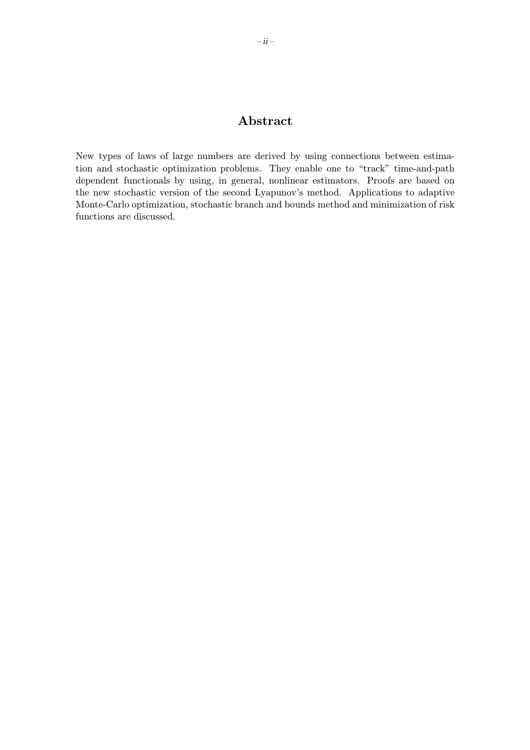# Abstract

New types of laws of large numbers are derived by using connections between estimation and stochastic optimization problems. They enable one to "track" time-and-path dependent functionals by using, in general, nonlinear estimators. Proofs are based on the new stochastic version of the second Lyapunov's method. Applications to adaptive Monte-Carlo optimization, stochastic branch and bounds method and minimization of risk functions are discussed.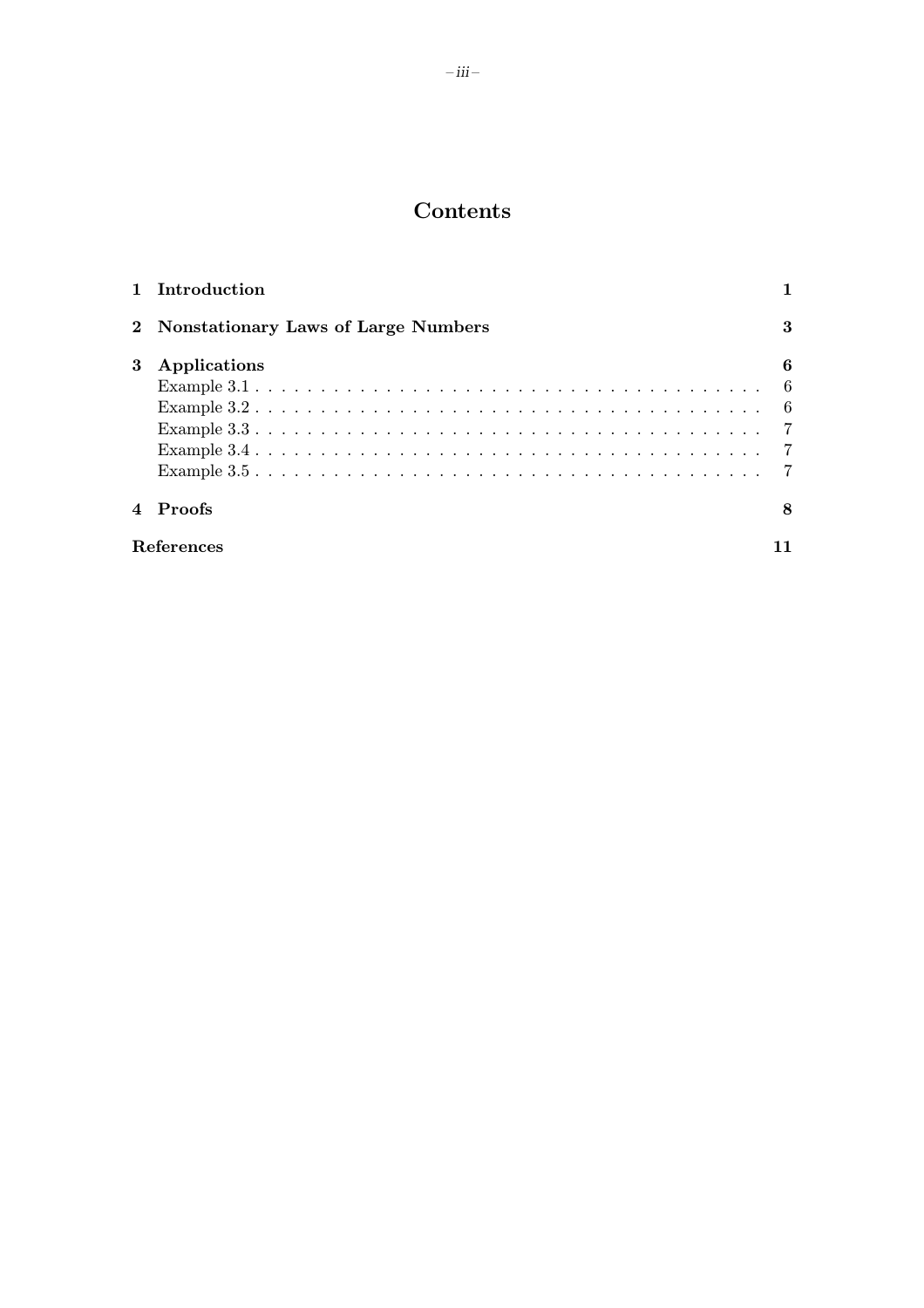# Contents

| | |
|---|---|
| **1 Introduction** | **1** |
| **2 Nonstationary Laws of Large Numbers** | **3** |
| **3 Applications** | **6** |
| Example 3.1 | 6 |
| Example 3.2 | 6 |
| Example 3.3 | 7 |
| Example 3.4 | 7 |
| Example 3.5 | 7 |
| **4 Proofs** | **8** |
| **References** | **11** |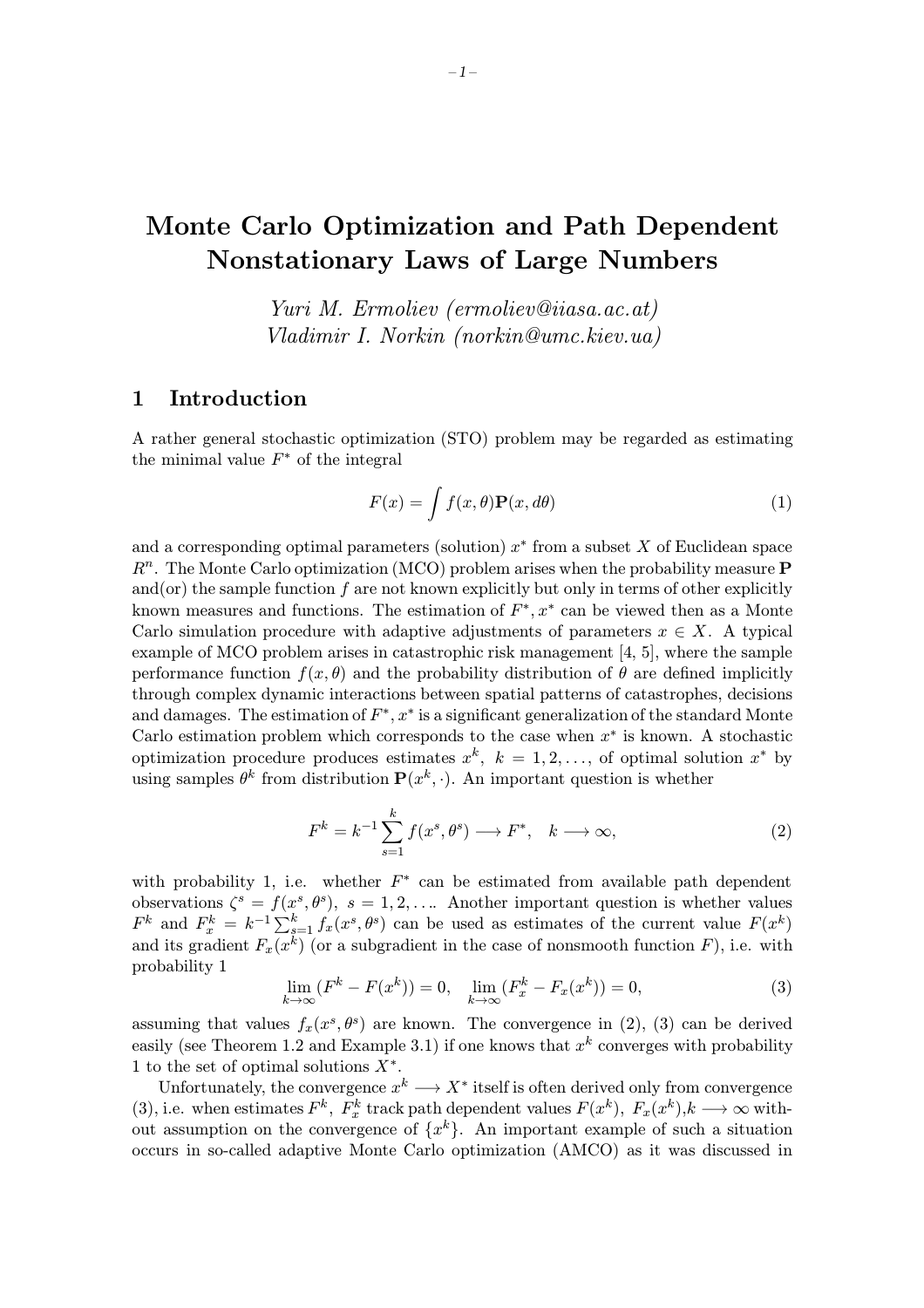# Monte Carlo Optimization and Path Dependent Nonstationary Laws of Large Numbers

*Yuri M. Ermoliev (ermoliev@iiasa.ac.at)*
*Vladimir I. Norkin (norkin@umc.kiev.ua)*

## 1 Introduction

A rather general stochastic optimization (STO) problem may be regarded as estimating the minimal value $F^*$ of the integral

$$F(x) = \int f(x, \theta)\mathbf{P}(x, d\theta) \tag{1}$$

and a corresponding optimal parameters (solution) $x^*$ from a subset $X$ of Euclidean space $R^n$. The Monte Carlo optimization (MCO) problem arises when the probability measure $\mathbf{P}$ and(or) the sample function $f$ are not known explicitly but only in terms of other explicitly known measures and functions. The estimation of $F^*, x^*$ can be viewed then as a Monte Carlo simulation procedure with adaptive adjustments of parameters $x \in X$. A typical example of MCO problem arises in catastrophic risk management [4, 5], where the sample performance function $f(x, \theta)$ and the probability distribution of $\theta$ are defined implicitly through complex dynamic interactions between spatial patterns of catastrophes, decisions and damages. The estimation of $F^*, x^*$ is a significant generalization of the standard Monte Carlo estimation problem which corresponds to the case when $x^*$ is known. A stochastic optimization procedure produces estimates $x^k,\ k = 1, 2, \ldots,$ of optimal solution $x^*$ by using samples $\theta^k$ from distribution $\mathbf{P}(x^k, \cdot)$. An important question is whether

$$F^k = k^{-1} \sum_{s=1}^{k} f(x^s, \theta^s) \longrightarrow F^*, \quad k \longrightarrow \infty, \tag{2}$$

with probability 1, i.e. whether $F^*$ can be estimated from available path dependent observations $\zeta^s = f(x^s, \theta^s),\ s = 1, 2, \ldots$. Another important question is whether values $F^k$ and $F_x^k = k^{-1} \sum_{s=1}^{k} f_x(x^s, \theta^s)$ can be used as estimates of the current value $F(x^k)$ and its gradient $F_x(x^k)$ (or a subgradient in the case of nonsmooth function $F$), i.e. with probability 1

$$\lim_{k \to \infty} (F^k - F(x^k)) = 0, \quad \lim_{k \to \infty} (F_x^k - F_x(x^k)) = 0, \tag{3}$$

assuming that values $f_x(x^s, \theta^s)$ are known. The convergence in (2), (3) can be derived easily (see Theorem 1.2 and Example 3.1) if one knows that $x^k$ converges with probability 1 to the set of optimal solutions $X^*$.

Unfortunately, the convergence $x^k \longrightarrow X^*$ itself is often derived only from convergence (3), i.e. when estimates $F^k,\ F_x^k$ track path dependent values $F(x^k),\ F_x(x^k), k \longrightarrow \infty$ without assumption on the convergence of $\{x^k\}$. An important example of such a situation occurs in so-called adaptive Monte Carlo optimization (AMCO) as it was discussed in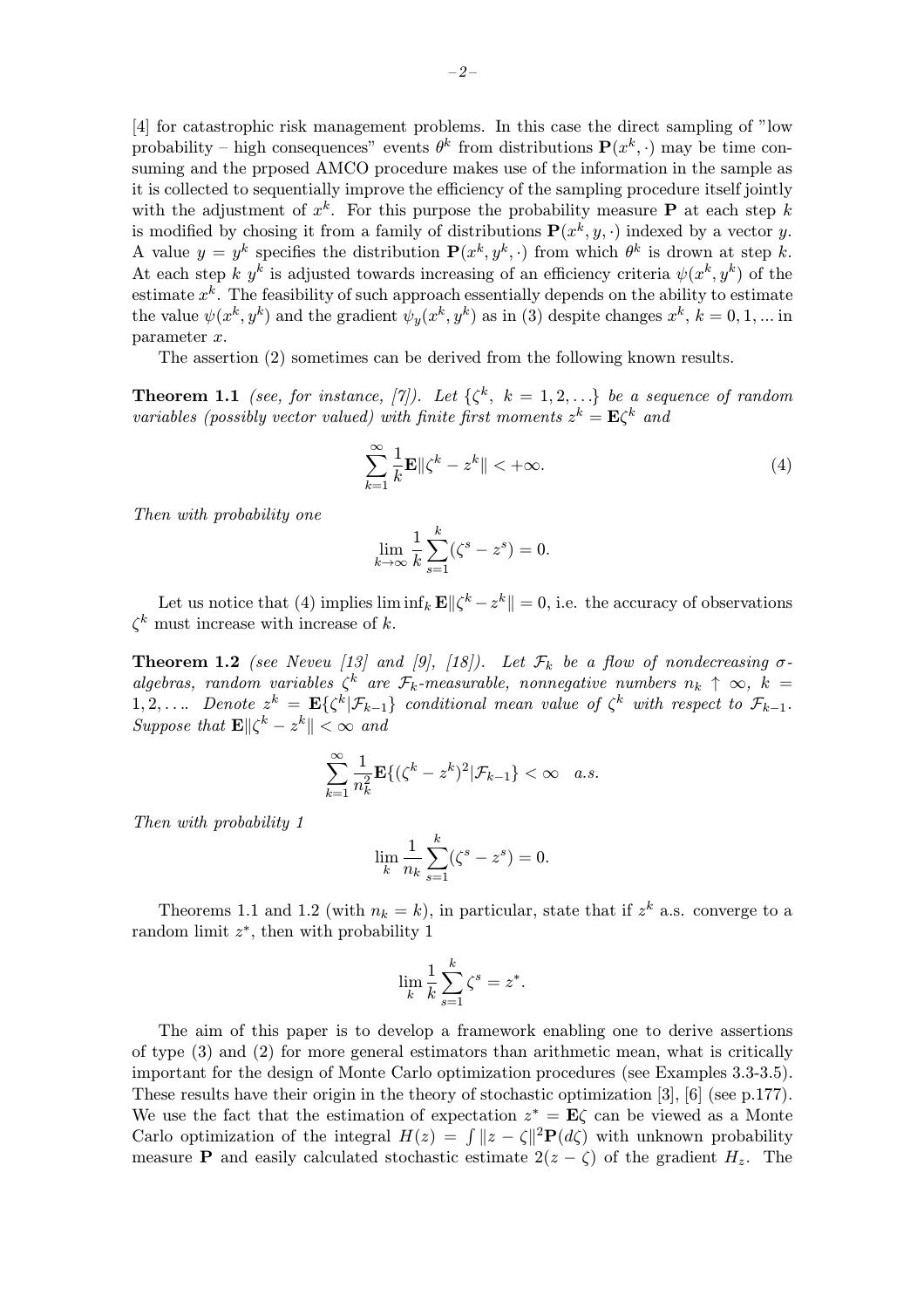[4] for catastrophic risk management problems. In this case the direct sampling of "low probability – high consequences" events $\theta^k$ from distributions $\mathbf{P}(x^k, \cdot)$ may be time consuming and the prposed AMCO procedure makes use of the information in the sample as it is collected to sequentially improve the efficiency of the sampling procedure itself jointly with the adjustment of $x^k$. For this purpose the probability measure $\mathbf{P}$ at each step $k$ is modified by chosing it from a family of distributions $\mathbf{P}(x^k, y, \cdot)$ indexed by a vector $y$. A value $y = y^k$ specifies the distribution $\mathbf{P}(x^k, y^k, \cdot)$ from which $\theta^k$ is drown at step $k$. At each step $k$ $y^k$ is adjusted towards increasing of an efficiency criteria $\psi(x^k, y^k)$ of the estimate $x^k$. The feasibility of such approach essentially depends on the ability to estimate the value $\psi(x^k, y^k)$ and the gradient $\psi_y(x^k, y^k)$ as in (3) despite changes $x^k$, $k = 0, 1, ...$ in parameter $x$.

The assertion (2) sometimes can be derived from the following known results.

**Theorem 1.1** *(see, for instance, [7]). Let $\{\zeta^k,\ k = 1, 2, \ldots\}$ be a sequence of random variables (possibly vector valued) with finite first moments $z^k = \mathbf{E}\zeta^k$ and*

$$\sum_{k=1}^{\infty} \frac{1}{k} \mathbf{E}\|\zeta^k - z^k\| < +\infty. \tag{4}$$

*Then with probability one*

$$\lim_{k\to\infty} \frac{1}{k} \sum_{s=1}^{k} (\zeta^s - z^s) = 0.$$

Let us notice that (4) implies $\liminf_k \mathbf{E}\|\zeta^k - z^k\| = 0$, i.e. the accuracy of observations $\zeta^k$ must increase with increase of $k$.

**Theorem 1.2** *(see Neveu [13] and [9], [18]). Let $\mathcal{F}_k$ be a flow of nondecreasing $\sigma$-algebras, random variables $\zeta^k$ are $\mathcal{F}_k$-measurable, nonnegative numbers $n_k \uparrow \infty$, $k = 1, 2, \ldots$. Denote $z^k = \mathbf{E}\{\zeta^k | \mathcal{F}_{k-1}\}$ conditional mean value of $\zeta^k$ with respect to $\mathcal{F}_{k-1}$. Suppose that $\mathbf{E}\|\zeta^k - z^k\| < \infty$ and*

$$\sum_{k=1}^{\infty} \frac{1}{n_k^2} \mathbf{E}\{(\zeta^k - z^k)^2 | \mathcal{F}_{k-1}\} < \infty \quad a.s.$$

*Then with probability 1*

$$\lim_{k} \frac{1}{n_k} \sum_{s=1}^{k} (\zeta^s - z^s) = 0.$$

Theorems 1.1 and 1.2 (with $n_k = k$), in particular, state that if $z^k$ a.s. converge to a random limit $z^*$, then with probability 1

$$\lim_{k} \frac{1}{k} \sum_{s=1}^{k} \zeta^s = z^*.$$

The aim of this paper is to develop a framework enabling one to derive assertions of type (3) and (2) for more general estimators than arithmetic mean, what is critically important for the design of Monte Carlo optimization procedures (see Examples 3.3-3.5). These results have their origin in the theory of stochastic optimization [3], [6] (see p.177). We use the fact that the estimation of expectation $z^* = \mathbf{E}\zeta$ can be viewed as a Monte Carlo optimization of the integral $H(z) = \int \|z - \zeta\|^2 \mathbf{P}(d\zeta)$ with unknown probability measure $\mathbf{P}$ and easily calculated stochastic estimate $2(z - \zeta)$ of the gradient $H_z$. The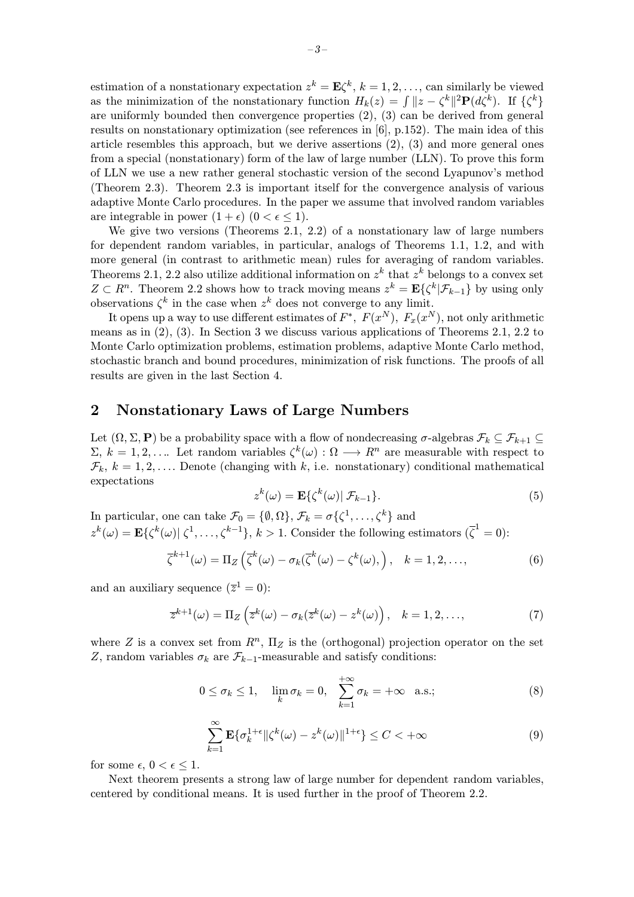estimation of a nonstationary expectation $z^k = \mathbf{E}\zeta^k$, $k = 1, 2, \ldots$, can similarly be viewed as the minimization of the nonstationary function $H_k(z) = \int \|z - \zeta^k\|^2 \mathbf{P}(d\zeta^k)$. If $\{\zeta^k\}$ are uniformly bounded then convergence properties (2), (3) can be derived from general results on nonstationary optimization (see references in [6], p.152). The main idea of this article resembles this approach, but we derive assertions (2), (3) and more general ones from a special (nonstationary) form of the law of large number (LLN). To prove this form of LLN we use a new rather general stochastic version of the second Lyapunov's method (Theorem 2.3). Theorem 2.3 is important itself for the convergence analysis of various adaptive Monte Carlo procedures. In the paper we assume that involved random variables are integrable in power $(1 + \epsilon)$ $(0 < \epsilon \leq 1)$.

We give two versions (Theorems 2.1, 2.2) of a nonstationary law of large numbers for dependent random variables, in particular, analogs of Theorems 1.1, 1.2, and with more general (in contrast to arithmetic mean) rules for averaging of random variables. Theorems 2.1, 2.2 also utilize additional information on $z^k$ that $z^k$ belongs to a convex set $Z \subset R^n$. Theorem 2.2 shows how to track moving means $z^k = \mathbf{E}\{\zeta^k|\mathcal{F}_{k-1}\}$ by using only observations $\zeta^k$ in the case when $z^k$ does not converge to any limit.

It opens up a way to use different estimates of $F^*$, $F(x^N)$, $F_x(x^N)$, not only arithmetic means as in (2), (3). In Section 3 we discuss various applications of Theorems 2.1, 2.2 to Monte Carlo optimization problems, estimation problems, adaptive Monte Carlo method, stochastic branch and bound procedures, minimization of risk functions. The proofs of all results are given in the last Section 4.

## 2 Nonstationary Laws of Large Numbers

Let $(\Omega, \Sigma, \mathbf{P})$ be a probability space with a flow of nondecreasing $\sigma$-algebras $\mathcal{F}_k \subseteq \mathcal{F}_{k+1} \subseteq \Sigma$, $k = 1, 2, \ldots$. Let random variables $\zeta^k(\omega) : \Omega \longrightarrow R^n$ are measurable with respect to $\mathcal{F}_k$, $k = 1, 2, \ldots$. Denote (changing with $k$, i.e. nonstationary) conditional mathematical expectations

$$z^k(\omega) = \mathbf{E}\{\zeta^k(\omega)|\, \mathcal{F}_{k-1}\}. \tag{5}$$

In particular, one can take $\mathcal{F}_0 = \{\emptyset, \Omega\}$, $\mathcal{F}_k = \sigma\{\zeta^1, \ldots, \zeta^k\}$ and $z^k(\omega) = \mathbf{E}\{\zeta^k(\omega)|\, \zeta^1, \ldots, \zeta^{k-1}\}$, $k > 1$. Consider the following estimators ($\overline{\zeta}^1 = 0$):

$$\overline{\zeta}^{k+1}(\omega) = \Pi_Z\left(\overline{\zeta}^k(\omega) - \sigma_k(\overline{\zeta}^k(\omega) - \zeta^k(\omega),\right), \quad k = 1, 2, \ldots, \tag{6}$$

and an auxiliary sequence ($\overline{z}^1 = 0$):

$$\overline{z}^{k+1}(\omega) = \Pi_Z\left(\overline{z}^k(\omega) - \sigma_k(\overline{z}^k(\omega) - z^k(\omega)\right), \quad k = 1, 2, \ldots, \tag{7}$$

where $Z$ is a convex set from $R^n$, $\Pi_Z$ is the (orthogonal) projection operator on the set $Z$, random variables $\sigma_k$ are $\mathcal{F}_{k-1}$-measurable and satisfy conditions:

$$0 \leq \sigma_k \leq 1, \quad \lim_k \sigma_k = 0, \quad \sum_{k=1}^{+\infty} \sigma_k = +\infty \quad \text{a.s.}; \tag{8}$$

$$\sum_{k=1}^{\infty} \mathbf{E}\{\sigma_k^{1+\epsilon}\|\zeta^k(\omega) - z^k(\omega)\|^{1+\epsilon}\} \leq C < +\infty \tag{9}$$

for some $\epsilon$, $0 < \epsilon \leq 1$.

Next theorem presents a strong law of large number for dependent random variables, centered by conditional means. It is used further in the proof of Theorem 2.2.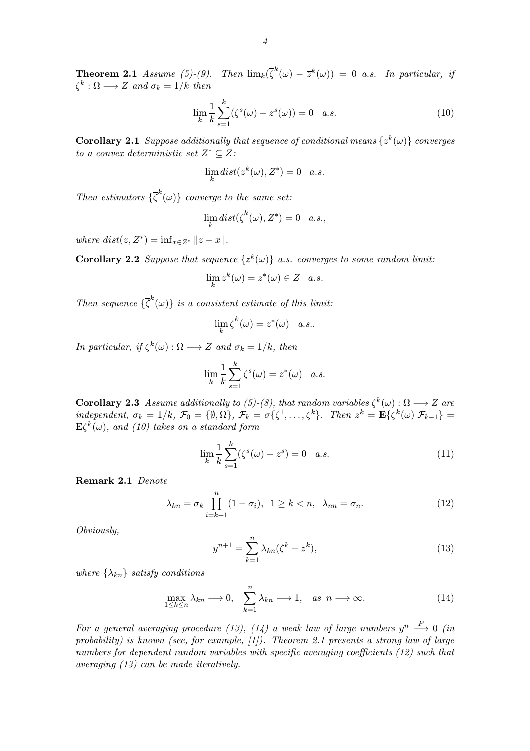**Theorem 2.1** *Assume (5)-(9). Then* $\lim_k(\overline{\zeta}^k(\omega) - \overline{z}^k(\omega)) = 0$ *a.s. In particular, if* $\zeta^k : \Omega \longrightarrow Z$ *and* $\sigma_k = 1/k$ *then*

$$\lim_k \frac{1}{k}\sum_{s=1}^{k}(\zeta^s(\omega) - z^s(\omega)) = 0 \quad a.s. \tag{10}$$

**Corollary 2.1** *Suppose additionally that sequence of conditional means* $\{z^k(\omega)\}$ *converges to a convex deterministic set* $Z^* \subseteq Z$*:*

$$\lim_k dist(z^k(\omega), Z^*) = 0 \quad a.s.$$

*Then estimators* $\{\overline{\zeta}^k(\omega)\}$ *converge to the same set:*

$$\lim_k dist(\overline{\zeta}^k(\omega), Z^*) = 0 \quad a.s.,$$

*where* $dist(z, Z^*) = \inf_{x\in Z^*} \|z - x\|$.

**Corollary 2.2** *Suppose that sequence* $\{z^k(\omega)\}$ *a.s. converges to some random limit:*

$$\lim_k z^k(\omega) = z^*(\omega) \in Z \quad a.s.$$

*Then sequence* $\{\overline{\zeta}^k(\omega)\}$ *is a consistent estimate of this limit:*

$$\lim_k \overline{\zeta}^k(\omega) = z^*(\omega) \quad a.s..$$

*In particular, if* $\zeta^k(\omega) : \Omega \longrightarrow Z$ *and* $\sigma_k = 1/k$*, then*

$$\lim_k \frac{1}{k}\sum_{s=1}^{k}\zeta^s(\omega) = z^*(\omega) \quad a.s.$$

**Corollary 2.3** *Assume additionally to (5)-(8), that random variables* $\zeta^k(\omega) : \Omega \longrightarrow Z$ *are independent,* $\sigma_k = 1/k$*,* $\mathcal{F}_0 = \{\emptyset, \Omega\}$*,* $\mathcal{F}_k = \sigma\{\zeta^1, \ldots, \zeta^k\}$*. Then* $z^k = \mathbf{E}\{\zeta^k(\omega)|\mathcal{F}_{k-1}\} = \mathbf{E}\zeta^k(\omega)$*, and (10) takes on a standard form*

$$\lim_k \frac{1}{k}\sum_{s=1}^{k}(\zeta^s(\omega) - z^s) = 0 \quad a.s. \tag{11}$$

**Remark 2.1** *Denote*

$$\lambda_{kn} = \sigma_k \prod_{i=k+1}^{n}(1 - \sigma_i), \quad 1 \geq k < n, \quad \lambda_{nn} = \sigma_n. \tag{12}$$

*Obviously,*

$$y^{n+1} = \sum_{k=1}^{n}\lambda_{kn}(\zeta^k - z^k), \tag{13}$$

*where* $\{\lambda_{kn}\}$ *satisfy conditions*

$$\max_{1\leq k\leq n}\lambda_{kn} \longrightarrow 0, \quad \sum_{k=1}^{n}\lambda_{kn} \longrightarrow 1, \quad as \;\; n \longrightarrow \infty. \tag{14}$$

*For a general averaging procedure (13), (14) a weak law of large numbers* $y^n \xrightarrow{P} 0$ *(in probability) is known (see, for example, [1]). Theorem 2.1 presents a strong law of large numbers for dependent random variables with specific averaging coefficients (12) such that averaging (13) can be made iteratively.*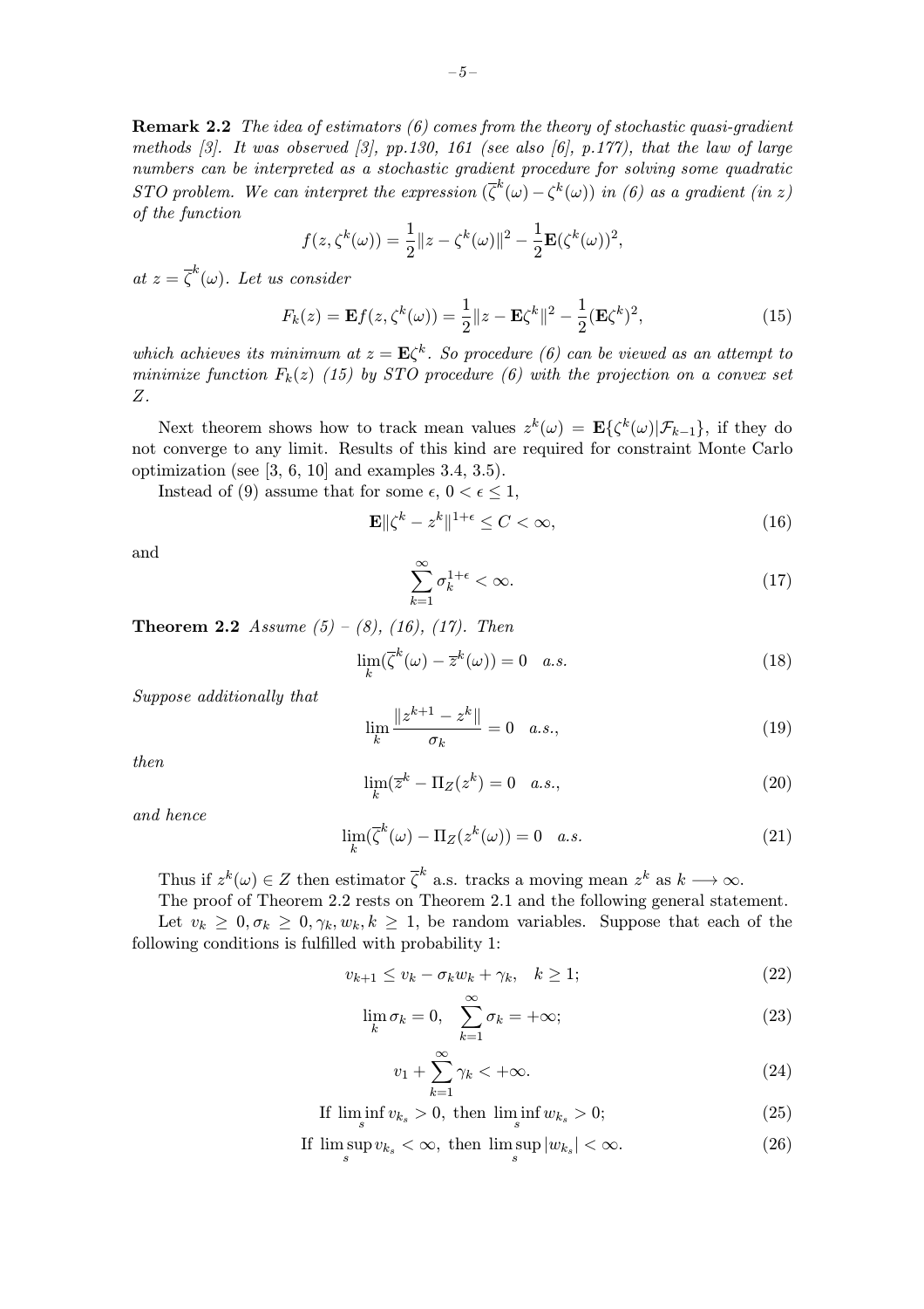**Remark 2.2** *The idea of estimators (6) comes from the theory of stochastic quasi-gradient methods [3]. It was observed [3], pp.130, 161 (see also [6], p.177), that the law of large numbers can be interpreted as a stochastic gradient procedure for solving some quadratic STO problem. We can interpret the expression $(\overline{\zeta}^k(\omega) - \zeta^k(\omega))$ in (6) as a gradient (in z) of the function*

$$f(z, \zeta^k(\omega)) = \frac{1}{2}\|z - \zeta^k(\omega)\|^2 - \frac{1}{2}\mathbf{E}(\zeta^k(\omega))^2,$$

*at $z = \overline{\zeta}^k(\omega)$. Let us consider*

$$F_k(z) = \mathbf{E}f(z, \zeta^k(\omega)) = \frac{1}{2}\|z - \mathbf{E}\zeta^k\|^2 - \frac{1}{2}(\mathbf{E}\zeta^k)^2, \tag{15}$$

*which achieves its minimum at $z = \mathbf{E}\zeta^k$. So procedure (6) can be viewed as an attempt to minimize function $F_k(z)$ (15) by STO procedure (6) with the projection on a convex set $Z$.*

Next theorem shows how to track mean values $z^k(\omega) = \mathbf{E}\{\zeta^k(\omega)|\mathcal{F}_{k-1}\}$, if they do not converge to any limit. Results of this kind are required for constraint Monte Carlo optimization (see [3, 6, 10] and examples 3.4, 3.5).

Instead of (9) assume that for some $\epsilon$, $0 < \epsilon \leq 1$,

$$\mathbf{E}\|\zeta^k - z^k\|^{1+\epsilon} \leq C < \infty, \tag{16}$$

and

$$\sum_{k=1}^{\infty} \sigma_k^{1+\epsilon} < \infty. \tag{17}$$

**Theorem 2.2** *Assume (5) – (8), (16), (17). Then*

$$\lim_k (\overline{\zeta}^k(\omega) - \overline{z}^k(\omega)) = 0 \quad a.s. \tag{18}$$

*Suppose additionally that*

$$\lim_k \frac{\|z^{k+1} - z^k\|}{\sigma_k} = 0 \quad a.s., \tag{19}$$

*then*

$$\lim_k (\overline{z}^k - \Pi_Z(z^k) = 0 \quad a.s., \tag{20}$$

*and hence*

$$\lim_k (\overline{\zeta}^k(\omega) - \Pi_Z(z^k(\omega)) = 0 \quad a.s. \tag{21}$$

Thus if $z^k(\omega) \in Z$ then estimator $\overline{\zeta}^k$ a.s. tracks a moving mean $z^k$ as $k \longrightarrow \infty$.

The proof of Theorem 2.2 rests on Theorem 2.1 and the following general statement.

Let $v_k \geq 0, \sigma_k \geq 0, \gamma_k, w_k, k \geq 1$, be random variables. Suppose that each of the following conditions is fulfilled with probability 1:

$$v_{k+1} \leq v_k - \sigma_k w_k + \gamma_k, \quad k \geq 1; \tag{22}$$

$$\lim_k \sigma_k = 0, \quad \sum_{k=1}^{\infty} \sigma_k = +\infty; \tag{23}$$

$$v_1 + \sum_{k=1}^{\infty} \gamma_k < +\infty. \tag{24}$$

$$\text{If } \liminf_s v_{k_s} > 0, \text{ then } \liminf_s w_{k_s} > 0; \tag{25}$$

$$\text{If } \limsup_s v_{k_s} < \infty, \text{ then } \limsup_s |w_{k_s}| < \infty. \tag{26}$$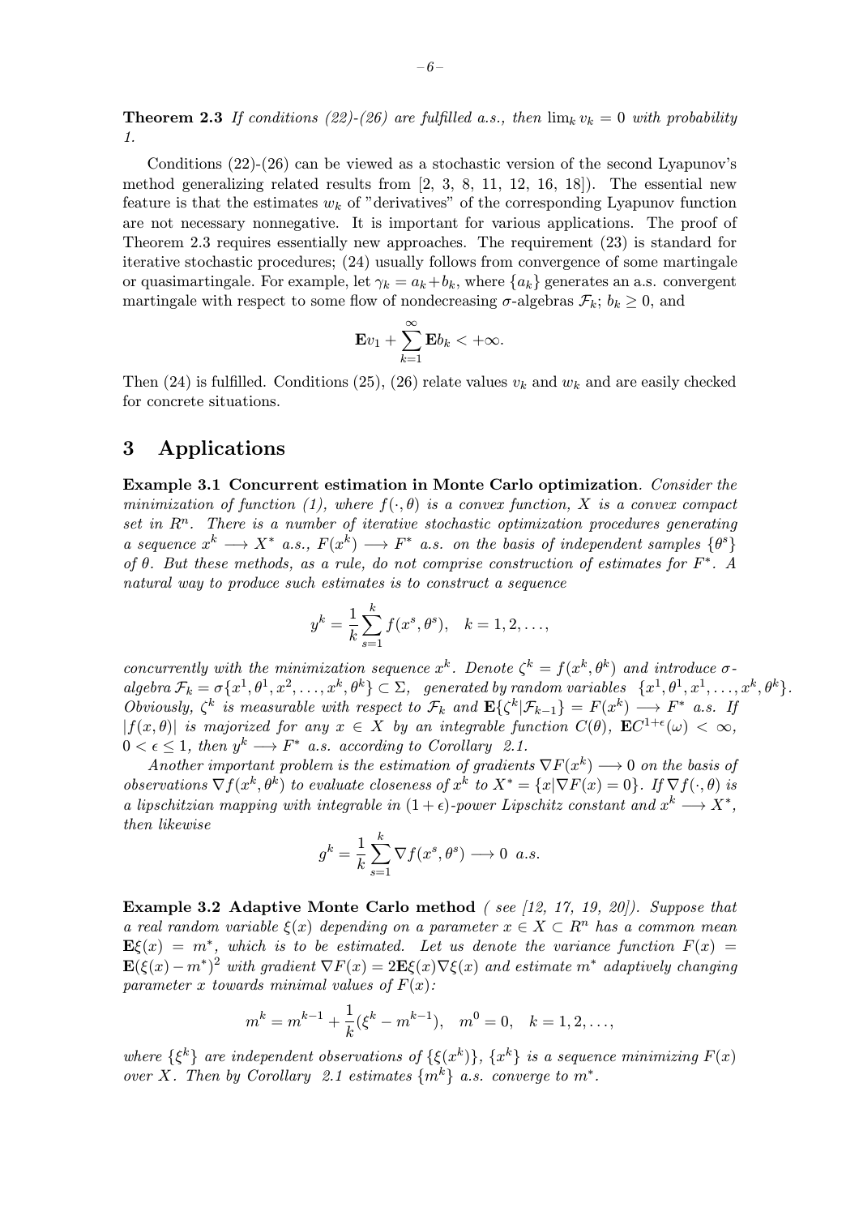**Theorem 2.3** *If conditions (22)-(26) are fulfilled a.s., then $\lim_k v_k = 0$ with probability 1.*

Conditions (22)-(26) can be viewed as a stochastic version of the second Lyapunov's method generalizing related results from [2, 3, 8, 11, 12, 16, 18]). The essential new feature is that the estimates $w_k$ of "derivatives" of the corresponding Lyapunov function are not necessary nonnegative. It is important for various applications. The proof of Theorem 2.3 requires essentially new approaches. The requirement (23) is standard for iterative stochastic procedures; (24) usually follows from convergence of some martingale or quasimartingale. For example, let $\gamma_k = a_k + b_k$, where $\{a_k\}$ generates an a.s. convergent martingale with respect to some flow of nondecreasing $\sigma$-algebras $\mathcal{F}_k$; $b_k \geq 0$, and

$$\mathbf{E}v_1 + \sum_{k=1}^{\infty} \mathbf{E}b_k < +\infty.$$

Then (24) is fulfilled. Conditions (25), (26) relate values $v_k$ and $w_k$ and are easily checked for concrete situations.

## 3 Applications

**Example 3.1 Concurrent estimation in Monte Carlo optimization**. *Consider the minimization of function (1), where $f(\cdot, \theta)$ is a convex function, $X$ is a convex compact set in $R^n$. There is a number of iterative stochastic optimization procedures generating a sequence $x^k \longrightarrow X^*$ a.s., $F(x^k) \longrightarrow F^*$ a.s. on the basis of independent samples $\{\theta^s\}$ of $\theta$. But these methods, as a rule, do not comprise construction of estimates for $F^*$. A natural way to produce such estimates is to construct a sequence*

$$y^k = \frac{1}{k}\sum_{s=1}^{k} f(x^s, \theta^s), \quad k = 1, 2, \ldots,$$

*concurrently with the minimization sequence $x^k$. Denote $\zeta^k = f(x^k, \theta^k)$ and introduce $\sigma$-algebra $\mathcal{F}_k = \sigma\{x^1, \theta^1, x^2, \ldots, x^k, \theta^k\} \subset \Sigma$, generated by random variables $\{x^1, \theta^1, x^1, \ldots, x^k, \theta^k\}$. Obviously, $\zeta^k$ is measurable with respect to $\mathcal{F}_k$ and $\mathbf{E}\{\zeta^k|\mathcal{F}_{k-1}\} = F(x^k) \longrightarrow F^*$ a.s. If $|f(x, \theta)|$ is majorized for any $x \in X$ by an integrable function $C(\theta)$, $\mathbf{E}C^{1+\epsilon}(\omega) < \infty$, $0 < \epsilon \leq 1$, then $y^k \longrightarrow F^*$ a.s. according to Corollary 2.1.*

*Another important problem is the estimation of gradients $\nabla F(x^k) \longrightarrow 0$ on the basis of observations $\nabla f(x^k, \theta^k)$ to evaluate closeness of $x^k$ to $X^* = \{x|\nabla F(x) = 0\}$. If $\nabla f(\cdot, \theta)$ is a lipschitzian mapping with integrable in $(1+\epsilon)$-power Lipschitz constant and $x^k \longrightarrow X^*$, then likewise*

$$g^k = \frac{1}{k}\sum_{s=1}^{k} \nabla f(x^s, \theta^s) \longrightarrow 0 \ \text{a.s.}$$

**Example 3.2 Adaptive Monte Carlo method** *( see [12, 17, 19, 20]). Suppose that a real random variable $\xi(x)$ depending on a parameter $x \in X \subset R^n$ has a common mean $\mathbf{E}\xi(x) = m^*$, which is to be estimated. Let us denote the variance function $F(x) = \mathbf{E}(\xi(x) - m^*)^2$ with gradient $\nabla F(x) = 2\mathbf{E}\xi(x)\nabla\xi(x)$ and estimate $m^*$ adaptively changing parameter $x$ towards minimal values of $F(x)$:*

$$m^k = m^{k-1} + \frac{1}{k}(\xi^k - m^{k-1}), \quad m^0 = 0, \quad k = 1, 2, \ldots,$$

*where $\{\xi^k\}$ are independent observations of $\{\xi(x^k)\}$, $\{x^k\}$ is a sequence minimizing $F(x)$ over $X$. Then by Corollary 2.1 estimates $\{m^k\}$ a.s. converge to $m^*$.*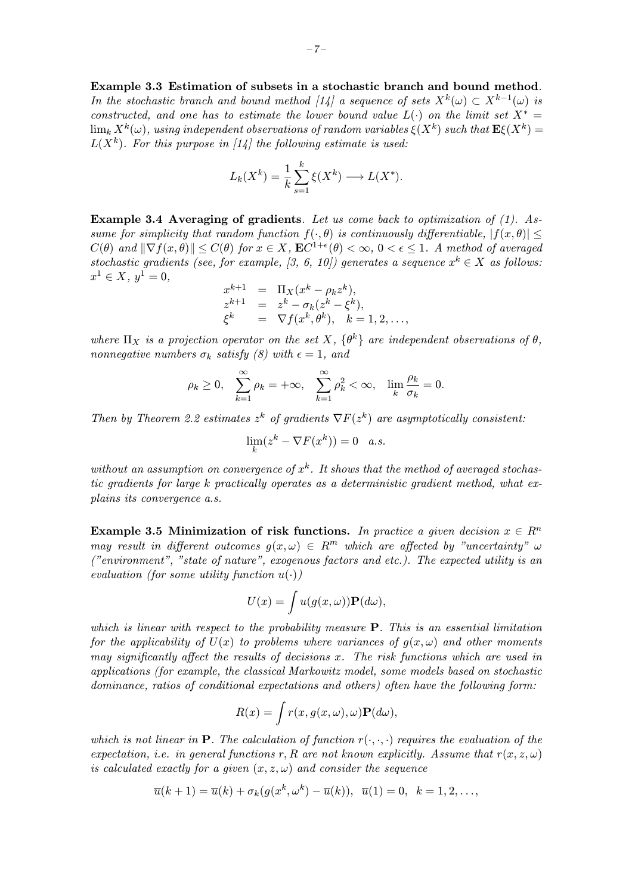**Example 3.3 Estimation of subsets in a stochastic branch and bound method**. *In the stochastic branch and bound method [14] a sequence of sets $X^k(\omega) \subset X^{k-1}(\omega)$ is constructed, and one has to estimate the lower bound value $L(\cdot)$ on the limit set $X^* = \lim_k X^k(\omega)$, using independent observations of random variables $\xi(X^k)$ such that $\mathbf{E}\xi(X^k) = L(X^k)$. For this purpose in [14] the following estimate is used:*

$$L_k(X^k) = \frac{1}{k}\sum_{s=1}^{k} \xi(X^k) \longrightarrow L(X^*).$$

**Example 3.4 Averaging of gradients**. *Let us come back to optimization of (1). Assume for simplicity that random function $f(\cdot, \theta)$ is continuously differentiable, $|f(x,\theta)| \leq C(\theta)$ and $\|\nabla f(x,\theta)\| \leq C(\theta)$ for $x \in X$, $\mathbf{E}C^{1+\epsilon}(\theta) < \infty$, $0 < \epsilon \leq 1$. A method of averaged stochastic gradients (see, for example, [3, 6, 10]) generates a sequence $x^k \in X$ as follows: $x^1 \in X$, $y^1 = 0$,*

$$\begin{aligned} x^{k+1} &= \Pi_X(x^k - \rho_k z^k), \\ z^{k+1} &= z^k - \sigma_k(z^k - \xi^k), \\ \xi^k &= \nabla f(x^k, \theta^k), \quad k = 1, 2, \ldots, \end{aligned}$$

*where $\Pi_X$ is a projection operator on the set $X$, $\{\theta^k\}$ are independent observations of $\theta$, nonnegative numbers $\sigma_k$ satisfy (8) with $\epsilon = 1$, and*

$$\rho_k \geq 0, \quad \sum_{k=1}^{\infty} \rho_k = +\infty, \quad \sum_{k=1}^{\infty} \rho_k^2 < \infty, \quad \lim_k \frac{\rho_k}{\sigma_k} = 0.$$

*Then by Theorem 2.2 estimates $z^k$ of gradients $\nabla F(z^k)$ are asymptotically consistent:*

$$\lim_k (z^k - \nabla F(x^k)) = 0 \quad a.s.$$

*without an assumption on convergence of $x^k$. It shows that the method of averaged stochastic gradients for large $k$ practically operates as a deterministic gradient method, what explains its convergence a.s.*

**Example 3.5 Minimization of risk functions.** *In practice a given decision $x \in R^n$ may result in different outcomes $g(x,\omega) \in R^m$ which are affected by "uncertainty" $\omega$ ("environment", "state of nature", exogenous factors and etc.). The expected utility is an evaluation (for some utility function $u(\cdot)$)*

$$U(x) = \int u(g(x,\omega))\mathbf{P}(d\omega),$$

*which is linear with respect to the probability measure $\mathbf{P}$. This is an essential limitation for the applicability of $U(x)$ to problems where variances of $g(x,\omega)$ and other moments may significantly affect the results of decisions $x$. The risk functions which are used in applications (for example, the classical Markowitz model, some models based on stochastic dominance, ratios of conditional expectations and others) often have the following form:*

$$R(x) = \int r(x, g(x,\omega), \omega)\mathbf{P}(d\omega),$$

*which is not linear in $\mathbf{P}$. The calculation of function $r(\cdot,\cdot,\cdot)$ requires the evaluation of the expectation, i.e. in general functions $r, R$ are not known explicitly. Assume that $r(x,z,\omega)$ is calculated exactly for a given $(x,z,\omega)$ and consider the sequence*

$$\overline{u}(k+1) = \overline{u}(k) + \sigma_k(g(x^k,\omega^k) - \overline{u}(k)), \;\; \overline{u}(1) = 0, \;\; k = 1, 2, \ldots,$$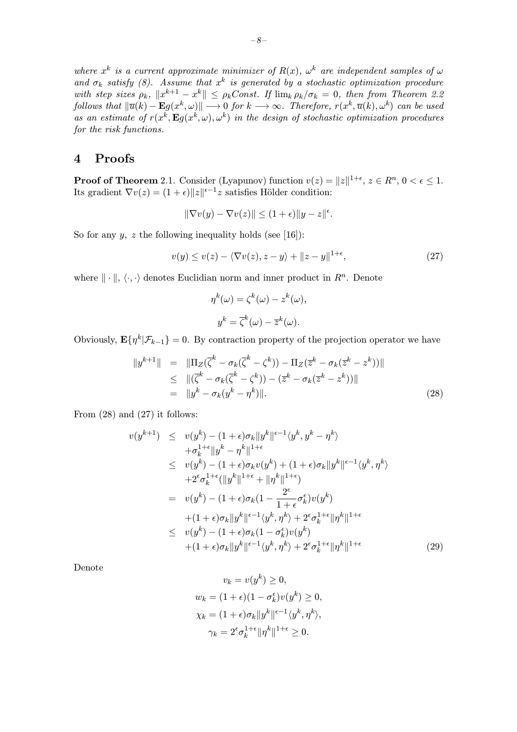*where $x^k$ is a current approximate minimizer of $R(x)$, $\omega^k$ are independent samples of $\omega$ and $\sigma_k$ satisfy (8). Assume that $x^k$ is generated by a stochastic optimization procedure with step sizes $\rho_k$, $\|x^{k+1} - x^k\| \le \rho_k Const$. If $\lim_k \rho_k/\sigma_k = 0$, then from Theorem 2.2 follows that $\|\overline{u}(k) - \mathbf{E}g(x^k, \omega)\| \longrightarrow 0$ for $k \longrightarrow \infty$. Therefore, $r(x^k, \overline{u}(k), \omega^k)$ can be used as an estimate of $r(x^k, \mathbf{E}g(x^k, \omega), \omega^k)$ in the design of stochastic optimization procedures for the risk functions.*

# 4 Proofs

**Proof of Theorem** 2.1. Consider (Lyapunov) function $v(z) = \|z\|^{1+\epsilon}$, $z \in R^n$, $0 < \epsilon \le 1$. Its gradient $\nabla v(z) = (1+\epsilon)\|z\|^{\epsilon - 1} z$ satisfies Hölder condition:

$$\|\nabla v(y) - \nabla v(z)\| \le (1+\epsilon)\|y - z\|^{\epsilon}.$$

So for any $y$, $z$ the following inequality holds (see [16]):

$$v(y) \le v(z) - \langle \nabla v(z), z - y\rangle + \|z - y\|^{1+\epsilon}, \tag{27}$$

where $\|\cdot\|$, $\langle \cdot, \cdot \rangle$ denotes Euclidian norm and inner product in $R^n$. Denote

$$\eta^k(\omega) = \zeta^k(\omega) - z^k(\omega),$$

$$y^k = \overline{\zeta}^k(\omega) - \overline{z}^k(\omega).$$

Obviously, $\mathbf{E}\{\eta^k | \mathcal{F}_{k-1}\} = 0$. By contraction property of the projection operator we have

$$\begin{aligned}
\|y^{k+1}\| &= \|\Pi_Z(\overline{\zeta}^k - \sigma_k(\overline{\zeta}^k - \zeta^k)) - \Pi_Z(\overline{z}^k - \sigma_k(\overline{z}^k - z^k))\| \\
&\le \|(\overline{\zeta}^k - \sigma_k(\overline{\zeta}^k - \zeta^k)) - (\overline{z}^k - \sigma_k(\overline{z}^k - z^k))\| \\
&= \|y^k - \sigma_k(y^k - \eta^k)\|.
\end{aligned} \tag{28}$$

From (28) and (27) it follows:

$$\begin{aligned}
v(y^{k+1}) &\le v(y^k) - (1+\epsilon)\sigma_k\|y^k\|^{\epsilon-1}\langle y^k, y^k - \eta^k\rangle \\
&\quad + \sigma_k^{1+\epsilon}\|y^k - \eta^k\|^{1+\epsilon} \\
&\le v(y^k) - (1+\epsilon)\sigma_k v(y^k) + (1+\epsilon)\sigma_k\|y^k\|^{\epsilon-1}\langle y^k, \eta^k\rangle \\
&\quad + 2^{\epsilon}\sigma_k^{1+\epsilon}(\|y^k\|^{1+\epsilon} + \|\eta^k\|^{1+\epsilon}) \\
&= v(y^k) - (1+\epsilon)\sigma_k(1 - \frac{2^{\epsilon}}{1+\epsilon}\sigma_k^{\epsilon})v(y^k) \\
&\quad + (1+\epsilon)\sigma_k\|y^k\|^{\epsilon-1}\langle y^k, \eta^k\rangle + 2^{\epsilon}\sigma_k^{1+\epsilon}\|\eta^k\|^{1+\epsilon} \\
&\le v(y^k) - (1+\epsilon)\sigma_k(1 - \sigma_k^{\epsilon})v(y^k) \\
&\quad + (1+\epsilon)\sigma_k\|y^k\|^{\epsilon-1}\langle y^k, \eta^k\rangle + 2^{\epsilon}\sigma_k^{1+\epsilon}\|\eta^k\|^{1+\epsilon}
\end{aligned} \tag{29}$$

Denote

$$v_k = v(y^k) \ge 0,$$

$$w_k = (1+\epsilon)(1 - \sigma_k^{\epsilon})v(y^k) \ge 0,$$

$$\chi_k = (1+\epsilon)\sigma_k\|y^k\|^{\epsilon-1}\langle y^k, \eta^k\rangle,$$

$$\gamma_k = 2^{\epsilon}\sigma_k^{1+\epsilon}\|\eta^k\|^{1+\epsilon} \ge 0.$$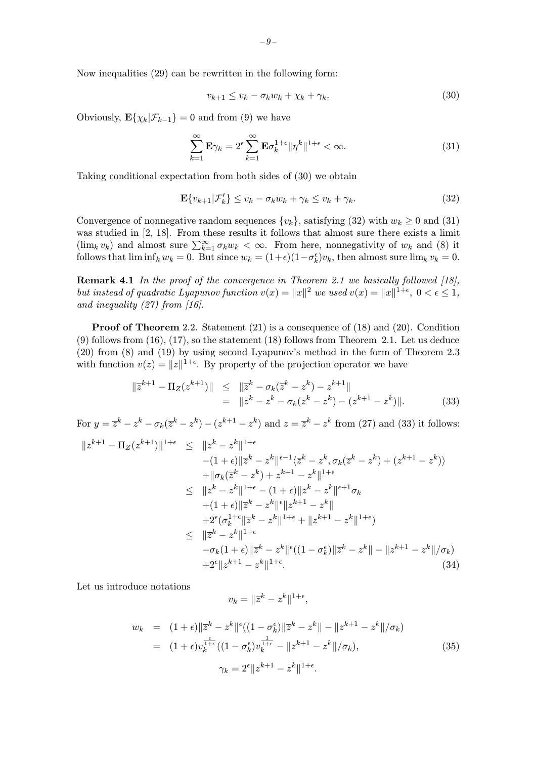Now inequalities (29) can be rewritten in the following form:

$$v_{k+1} \leq v_k - \sigma_k w_k + \chi_k + \gamma_k. \tag{30}$$

Obviously, $\mathbf{E}\{\chi_k | \mathcal{F}_{k-1}\} = 0$ and from (9) we have

$$\sum_{k=1}^{\infty} \mathbf{E}\gamma_k = 2^{\epsilon} \sum_{k=1}^{\infty} \mathbf{E}\sigma_k^{1+\epsilon} \|\eta^k\|^{1+\epsilon} < \infty. \tag{31}$$

Taking conditional expectation from both sides of (30) we obtain

$$\mathbf{E}\{v_{k+1} | \mathcal{F}_k'\} \leq v_k - \sigma_k w_k + \gamma_k \leq v_k + \gamma_k. \tag{32}$$

Convergence of nonnegative random sequences $\{v_k\}$, satisfying (32) with $w_k \geq 0$ and (31) was studied in [2, 18]. From these results it follows that almost sure there exists a limit ($\lim_k v_k$) and almost sure $\sum_{k=1}^{\infty} \sigma_k w_k < \infty$. From here, nonnegativity of $w_k$ and (8) it follows that $\liminf_k w_k = 0$. But since $w_k = (1+\epsilon)(1-\sigma_k^{\epsilon})v_k$, then almost sure $\lim_k v_k = 0$.

**Remark 4.1** *In the proof of the convergence in Theorem 2.1 we basically followed [18], but instead of quadratic Lyapunov function $v(x) = \|x\|^2$ we used $v(x) = \|x\|^{1+\epsilon}$, $0 < \epsilon \leq 1$, and inequality (27) from [16].*

**Proof of Theorem** 2.2. Statement (21) is a consequence of (18) and (20). Condition (9) follows from (16), (17), so the statement (18) follows from Theorem 2.1. Let us deduce (20) from (8) and (19) by using second Lyapunov's method in the form of Theorem 2.3 with function $v(z) = \|z\|^{1+\epsilon}$. By property of the projection operator we have

$$\begin{aligned}
\|\overline{z}^{k+1} - \Pi_Z(z^{k+1})\| &\leq \|\overline{z}^k - \sigma_k(\overline{z}^k - z^k) - z^{k+1}\| \\
&= \|\overline{z}^k - z^k - \sigma_k(\overline{z}^k - z^k) - (z^{k+1} - z^k)\|.
\end{aligned} \tag{33}$$

For $y = \overline{z}^k - z^k - \sigma_k(\overline{z}^k - z^k) - (z^{k+1} - z^k)$ and $z = \overline{z}^k - z^k$ from (27) and (33) it follows:

$$\begin{aligned}
\|\overline{z}^{k+1} - \Pi_Z(z^{k+1})\|^{1+\epsilon} &\leq \|\overline{z}^k - z^k\|^{1+\epsilon} \\
&\quad - (1+\epsilon)\|\overline{z}^k - z^k\|^{\epsilon-1}\langle \overline{z}^k - z^k, \sigma_k(\overline{z}^k - z^k) + (z^{k+1} - z^k)\rangle \\
&\quad + \|\sigma_k(\overline{z}^k - z^k) + z^{k+1} - z^k\|^{1+\epsilon} \\
&\leq \|\overline{z}^k - z^k\|^{1+\epsilon} - (1+\epsilon)\|\overline{z}^k - z^k\|^{\epsilon+1}\sigma_k \\
&\quad + (1+\epsilon)\|\overline{z}^k - z^k\|^{\epsilon}\|z^{k+1} - z^k\| \\
&\quad + 2^{\epsilon}(\sigma_k^{1+\epsilon}\|\overline{z}^k - z^k\|^{1+\epsilon} + \|z^{k+1} - z^k\|^{1+\epsilon}) \\
&\leq \|\overline{z}^k - z^k\|^{1+\epsilon} \\
&\quad - \sigma_k(1+\epsilon)\|\overline{z}^k - z^k\|^{\epsilon}((1-\sigma_k^{\epsilon})\|\overline{z}^k - z^k\| - \|z^{k+1} - z^k\|/\sigma_k) \\
&\quad + 2^{\epsilon}\|z^{k+1} - z^k\|^{1+\epsilon}.
\end{aligned} \tag{34}$$

Let us introduce notations

$$v_k = \|\overline{z}^k - z^k\|^{1+\epsilon},$$

$$\begin{aligned}
w_k &= (1+\epsilon)\|\overline{z}^k - z^k\|^{\epsilon}((1-\sigma_k^{\epsilon})\|\overline{z}^k - z^k\| - \|z^{k+1} - z^k\|/\sigma_k) \\
&= (1+\epsilon)v_k^{\frac{\epsilon}{1+\epsilon}}((1-\sigma_k^{\epsilon})v_k^{\frac{1}{1+\epsilon}} - \|z^{k+1} - z^k\|/\sigma_k),
\end{aligned} \tag{35}$$

$$\gamma_k = 2^{\epsilon}\|z^{k+1} - z^k\|^{1+\epsilon}.$$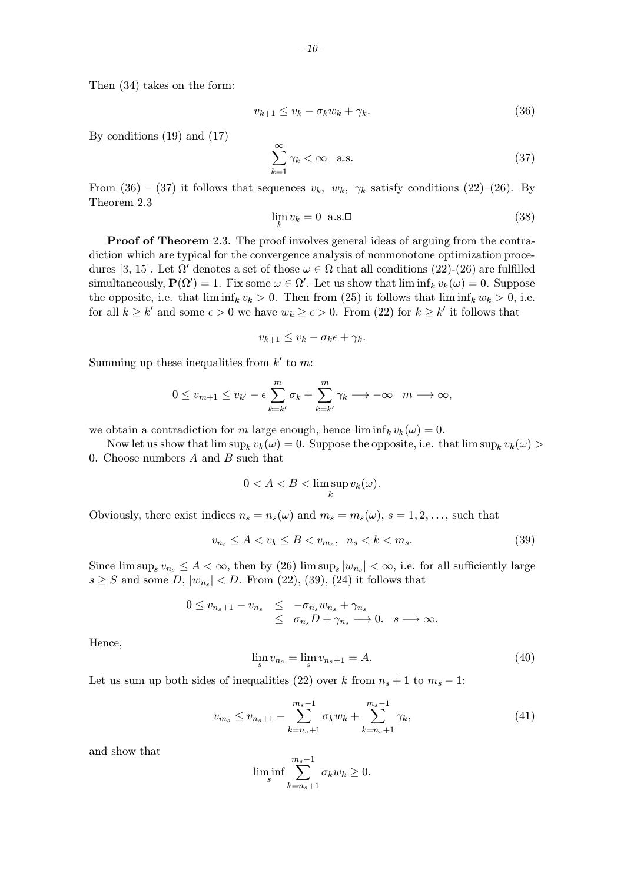Then (34) takes on the form:

$$v_{k+1} \leq v_k - \sigma_k w_k + \gamma_k. \tag{36}$$

By conditions (19) and (17)

$$\sum_{k=1}^{\infty} \gamma_k < \infty \quad \text{a.s.} \tag{37}$$

From (36) – (37) it follows that sequences $v_k,\ w_k,\ \gamma_k$ satisfy conditions (22)–(26). By Theorem 2.3

$$\lim_k v_k = 0 \ \text{ a.s.}\square \tag{38}$$

**Proof of Theorem** 2.3. The proof involves general ideas of arguing from the contradiction which are typical for the convergence analysis of nonmonotone optimization procedures [3, 15]. Let $\Omega'$ denotes a set of those $\omega \in \Omega$ that all conditions (22)-(26) are fulfilled simultaneously, $\mathbf{P}(\Omega') = 1$. Fix some $\omega \in \Omega'$. Let us show that $\liminf_k v_k(\omega) = 0$. Suppose the opposite, i.e. that $\liminf_k v_k > 0$. Then from (25) it follows that $\liminf_k w_k > 0$, i.e. for all $k \geq k'$ and some $\epsilon > 0$ we have $w_k \geq \epsilon > 0$. From (22) for $k \geq k'$ it follows that

$$v_{k+1} \leq v_k - \sigma_k \epsilon + \gamma_k.$$

Summing up these inequalities from $k'$ to $m$:

$$0 \leq v_{m+1} \leq v_{k'} - \epsilon \sum_{k=k'}^{m} \sigma_k + \sum_{k=k'}^{m} \gamma_k \longrightarrow -\infty \quad m \longrightarrow \infty,$$

we obtain a contradiction for $m$ large enough, hence $\liminf_k v_k(\omega) = 0$.

Now let us show that $\limsup_k v_k(\omega) = 0$. Suppose the opposite, i.e. that $\limsup_k v_k(\omega) > 0$. Choose numbers $A$ and $B$ such that

$$0 < A < B < \limsup_k v_k(\omega).$$

Obviously, there exist indices $n_s = n_s(\omega)$ and $m_s = m_s(\omega)$, $s = 1, 2, \ldots$, such that

$$v_{n_s} \leq A < v_k \leq B < v_{m_s}, \ \ n_s < k < m_s. \tag{39}$$

Since $\limsup_s v_{n_s} \leq A < \infty$, then by (26) $\limsup_s |w_{n_s}| < \infty$, i.e. for all sufficiently large $s \geq S$ and some $D$, $|w_{n_s}| < D$. From (22), (39), (24) it follows that

$$\begin{array}{rcl} 0 \leq v_{n_s+1} - v_{n_s} & \leq & -\sigma_{n_s} w_{n_s} + \gamma_{n_s} \\ & \leq & \sigma_{n_s} D + \gamma_{n_s} \longrightarrow 0. \quad s \longrightarrow \infty. \end{array}$$

Hence,

$$\lim_s v_{n_s} = \lim_s v_{n_s+1} = A. \tag{40}$$

Let us sum up both sides of inequalities (22) over $k$ from $n_s + 1$ to $m_s - 1$:

$$v_{m_s} \leq v_{n_s+1} - \sum_{k=n_s+1}^{m_s-1} \sigma_k w_k + \sum_{k=n_s+1}^{m_s-1} \gamma_k, \tag{41}$$

and show that

$$\liminf_s \sum_{k=n_s+1}^{m_s-1} \sigma_k w_k \geq 0.$$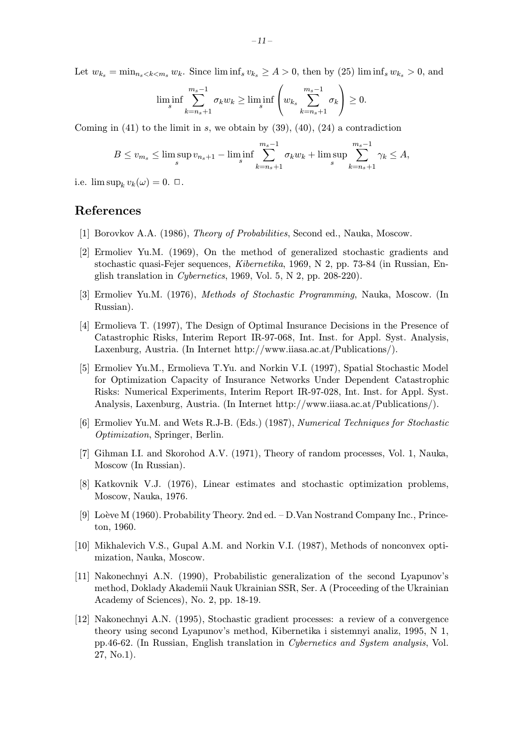Let $w_{k_s} = \min_{n_s < k < m_s} w_k$. Since $\liminf_s v_{k_s} \geq A > 0$, then by (25) $\liminf_s w_{k_s} > 0$, and

$$\liminf_s \sum_{k=n_s+1}^{m_s-1} \sigma_k w_k \geq \liminf_s \left( w_{k_s} \sum_{k=n_s+1}^{m_s-1} \sigma_k \right) \geq 0.$$

Coming in (41) to the limit in $s$, we obtain by (39), (40), (24) a contradiction

$$B \leq v_{m_s} \leq \limsup_s v_{n_s+1} - \liminf_s \sum_{k=n_s+1}^{m_s-1} \sigma_k w_k + \limsup_s \sum_{k=n_s+1}^{m_s-1} \gamma_k \leq A,$$

i.e. $\limsup_k v_k(\omega) = 0$. $\square$.

## References

[1] Borovkov A.A. (1986), *Theory of Probabilities*, Second ed., Nauka, Moscow.

[2] Ermoliev Yu.M. (1969), On the method of generalized stochastic gradients and stochastic quasi-Fejer sequences, *Kibernetika*, 1969, N 2, pp. 73-84 (in Russian, English translation in *Cybernetics*, 1969, Vol. 5, N 2, pp. 208-220).

[3] Ermoliev Yu.M. (1976), *Methods of Stochastic Programming*, Nauka, Moscow. (In Russian).

[4] Ermolieva T. (1997), The Design of Optimal Insurance Decisions in the Presence of Catastrophic Risks, Interim Report IR-97-068, Int. Inst. for Appl. Syst. Analysis, Laxenburg, Austria. (In Internet http://www.iiasa.ac.at/Publications/).

[5] Ermoliev Yu.M., Ermolieva T.Yu. and Norkin V.I. (1997), Spatial Stochastic Model for Optimization Capacity of Insurance Networks Under Dependent Catastrophic Risks: Numerical Experiments, Interim Report IR-97-028, Int. Inst. for Appl. Syst. Analysis, Laxenburg, Austria. (In Internet http://www.iiasa.ac.at/Publications/).

[6] Ermoliev Yu.M. and Wets R.J-B. (Eds.) (1987), *Numerical Techniques for Stochastic Optimization*, Springer, Berlin.

[7] Gihman I.I. and Skorohod A.V. (1971), Theory of random processes, Vol. 1, Nauka, Moscow (In Russian).

[8] Katkovnik V.J. (1976), Linear estimates and stochastic optimization problems, Moscow, Nauka, 1976.

[9] Loève M (1960). Probability Theory. 2nd ed. – D.Van Nostrand Company Inc., Princeton, 1960.

[10] Mikhalevich V.S., Gupal A.M. and Norkin V.I. (1987), Methods of nonconvex optimization, Nauka, Moscow.

[11] Nakonechnyi A.N. (1990), Probabilistic generalization of the second Lyapunov's method, Doklady Akademii Nauk Ukrainian SSR, Ser. A (Proceeding of the Ukrainian Academy of Sciences), No. 2, pp. 18-19.

[12] Nakonechnyi A.N. (1995), Stochastic gradient processes: a review of a convergence theory using second Lyapunov's method, Kibernetika i sistemnyi analiz, 1995, N 1, pp.46-62. (In Russian, English translation in *Cybernetics and System analysis*, Vol. 27, No.1).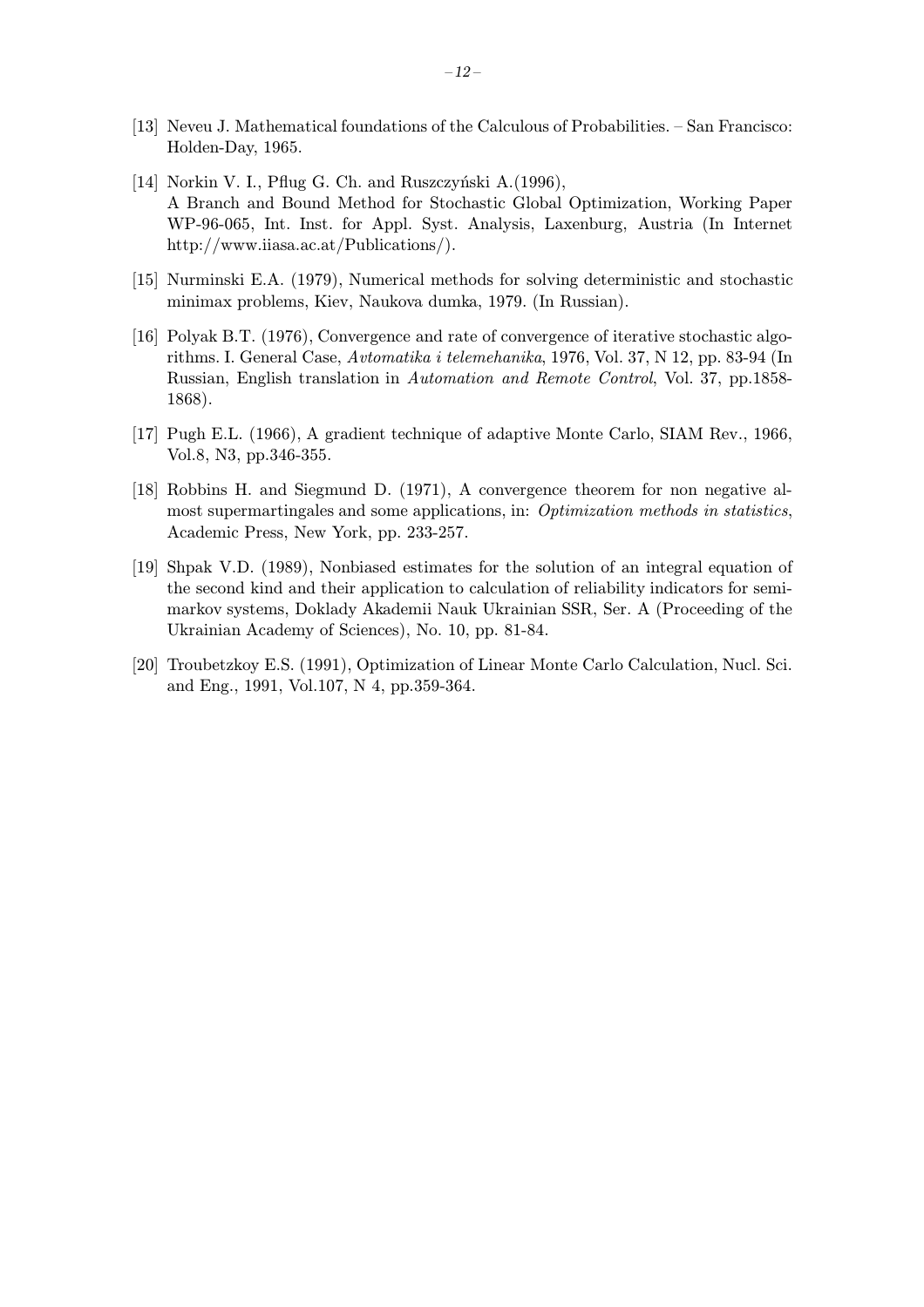[13] Neveu J. Mathematical foundations of the Calculous of Probabilities. – San Francisco: Holden-Day, 1965.

[14] Norkin V. I., Pflug G. Ch. and Ruszczyński A.(1996), A Branch and Bound Method for Stochastic Global Optimization, Working Paper WP-96-065, Int. Inst. for Appl. Syst. Analysis, Laxenburg, Austria (In Internet http://www.iiasa.ac.at/Publications/).

[15] Nurminski E.A. (1979), Numerical methods for solving deterministic and stochastic minimax problems, Kiev, Naukova dumka, 1979. (In Russian).

[16] Polyak B.T. (1976), Convergence and rate of convergence of iterative stochastic algorithms. I. General Case, *Avtomatika i telemehanika*, 1976, Vol. 37, N 12, pp. 83-94 (In Russian, English translation in *Automation and Remote Control*, Vol. 37, pp.1858-1868).

[17] Pugh E.L. (1966), A gradient technique of adaptive Monte Carlo, SIAM Rev., 1966, Vol.8, N3, pp.346-355.

[18] Robbins H. and Siegmund D. (1971), A convergence theorem for non negative almost supermartingales and some applications, in: *Optimization methods in statistics*, Academic Press, New York, pp. 233-257.

[19] Shpak V.D. (1989), Nonbiased estimates for the solution of an integral equation of the second kind and their application to calculation of reliability indicators for semimarkov systems, Doklady Akademii Nauk Ukrainian SSR, Ser. A (Proceeding of the Ukrainian Academy of Sciences), No. 10, pp. 81-84.

[20] Troubetzkoy E.S. (1991), Optimization of Linear Monte Carlo Calculation, Nucl. Sci. and Eng., 1991, Vol.107, N 4, pp.359-364.